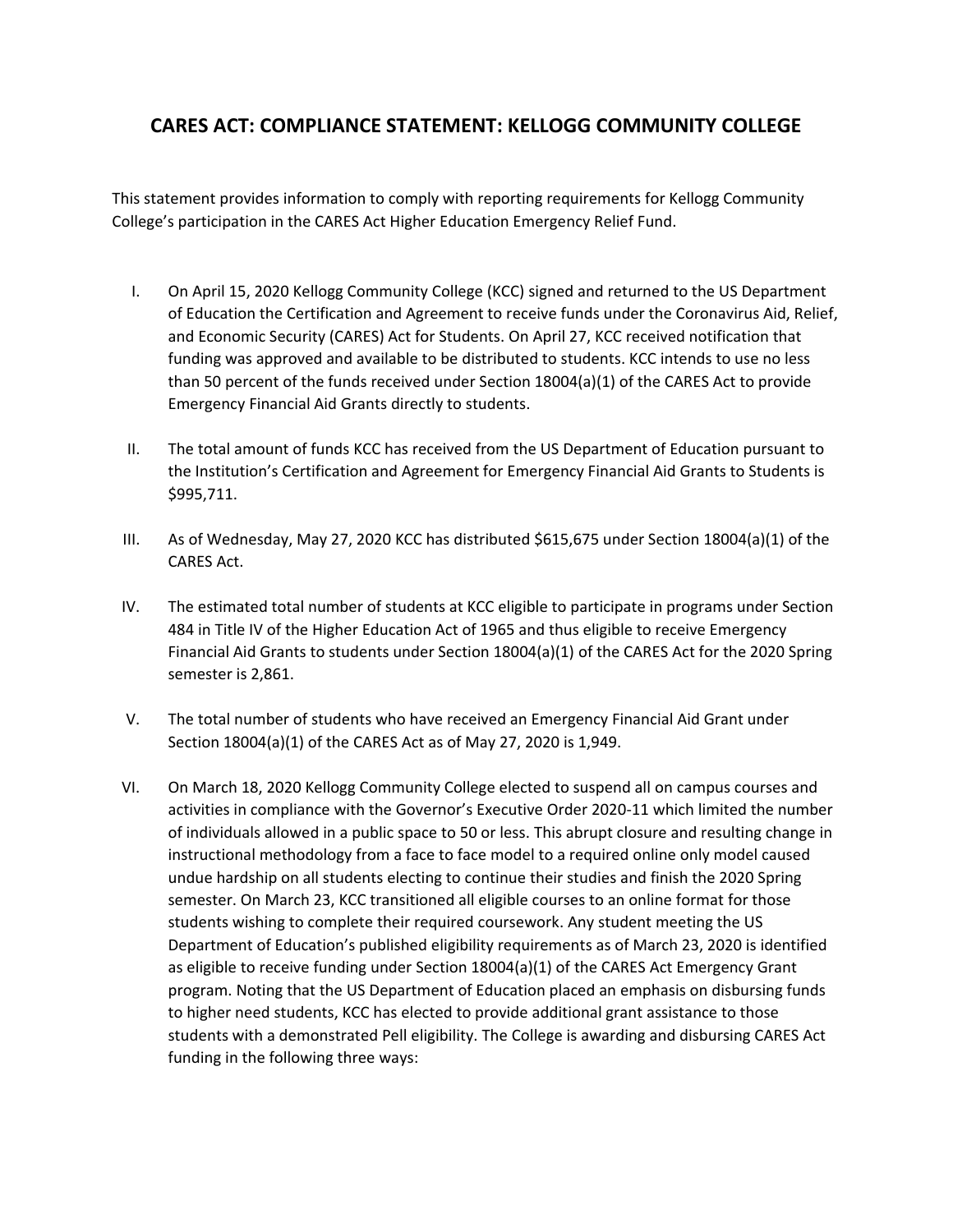# CARES ACT: COMPLIANCE STATEMENT: KELLOGG COMMUNITY COLLEGE

This statement provides information to comply with reporting requirements for Kellogg Community College's participation in the CARES Act Higher Education Emergency Relief Fund.

I. On April 15, 2020 Kellogg Community College (KCC) signed and returned to the US Department of Education the Certification and Agreement to receive funds under the Coronavirus Aid, Relief, and Economic Security (CARES) Act for Students. On April 27, KCC received notification that funding was approved and available to be distributed to students. KCC intends to use no less than 50 percent of the funds received under Section 18004(a)(1) of the CARES Act to provide Emergency Financial Aid Grants directly to students.

II. The total amount of funds KCC has received from the US Department of Education pursuant to the Institution's Certification and Agreement for Emergency Financial Aid Grants to Students is $995,711.

III. As of Wednesday, May 27, 2020 KCC has distributed $615,675 under Section 18004(a)(1) of the CARES Act.

IV. The estimated total number of students at KCC eligible to participate in programs under Section 484 in Title IV of the Higher Education Act of 1965 and thus eligible to receive Emergency Financial Aid Grants to students under Section 18004(a)(1) of the CARES Act for the 2020 Spring semester is 2,861.

V. The total number of students who have received an Emergency Financial Aid Grant under Section 18004(a)(1) of the CARES Act as of May 27, 2020 is 1,949.

VI. On March 18, 2020 Kellogg Community College elected to suspend all on campus courses and activities in compliance with the Governor's Executive Order 2020-11 which limited the number of individuals allowed in a public space to 50 or less. This abrupt closure and resulting change in instructional methodology from a face to face model to a required online only model caused undue hardship on all students electing to continue their studies and finish the 2020 Spring semester. On March 23, KCC transitioned all eligible courses to an online format for those students wishing to complete their required coursework. Any student meeting the US Department of Education's published eligibility requirements as of March 23, 2020 is identified as eligible to receive funding under Section 18004(a)(1) of the CARES Act Emergency Grant program. Noting that the US Department of Education placed an emphasis on disbursing funds to higher need students, KCC has elected to provide additional grant assistance to those students with a demonstrated Pell eligibility. The College is awarding and disbursing CARES Act funding in the following three ways: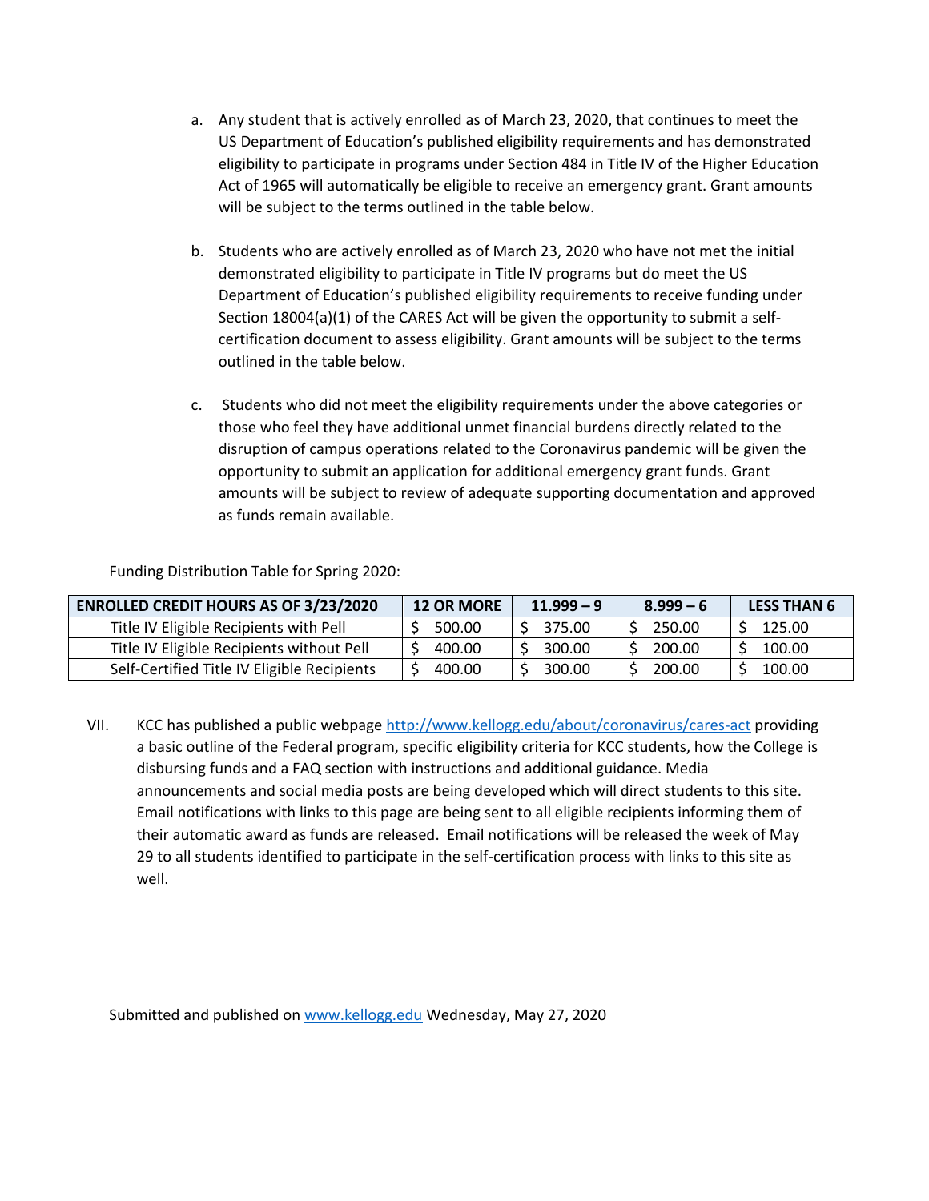a. Any student that is actively enrolled as of March 23, 2020, that continues to meet the US Department of Education's published eligibility requirements and has demonstrated eligibility to participate in programs under Section 484 in Title IV of the Higher Education Act of 1965 will automatically be eligible to receive an emergency grant. Grant amounts will be subject to the terms outlined in the table below.

b. Students who are actively enrolled as of March 23, 2020 who have not met the initial demonstrated eligibility to participate in Title IV programs but do meet the US Department of Education's published eligibility requirements to receive funding under Section 18004(a)(1) of the CARES Act will be given the opportunity to submit a self-certification document to assess eligibility. Grant amounts will be subject to the terms outlined in the table below.

c. Students who did not meet the eligibility requirements under the above categories or those who feel they have additional unmet financial burdens directly related to the disruption of campus operations related to the Coronavirus pandemic will be given the opportunity to submit an application for additional emergency grant funds. Grant amounts will be subject to review of adequate supporting documentation and approved as funds remain available.

Funding Distribution Table for Spring 2020:

| ENROLLED CREDIT HOURS AS OF 3/23/2020 | 12 OR MORE | 11.999 – 9 | 8.999 – 6 | LESS THAN 6 |
|---|---|---|---|---|
| Title IV Eligible Recipients with Pell | $ 500.00 | $ 375.00 | $ 250.00 | $ 125.00 |
| Title IV Eligible Recipients without Pell | $ 400.00 | $ 300.00 | $ 200.00 | $ 100.00 |
| Self-Certified Title IV Eligible Recipients | $ 400.00 | $ 300.00 | $ 200.00 | $ 100.00 |

VII. KCC has published a public webpage http://www.kellogg.edu/about/coronavirus/cares-act providing a basic outline of the Federal program, specific eligibility criteria for KCC students, how the College is disbursing funds and a FAQ section with instructions and additional guidance. Media announcements and social media posts are being developed which will direct students to this site. Email notifications with links to this page are being sent to all eligible recipients informing them of their automatic award as funds are released. Email notifications will be released the week of May 29 to all students identified to participate in the self-certification process with links to this site as well.

Submitted and published on www.kellogg.edu Wednesday, May 27, 2020